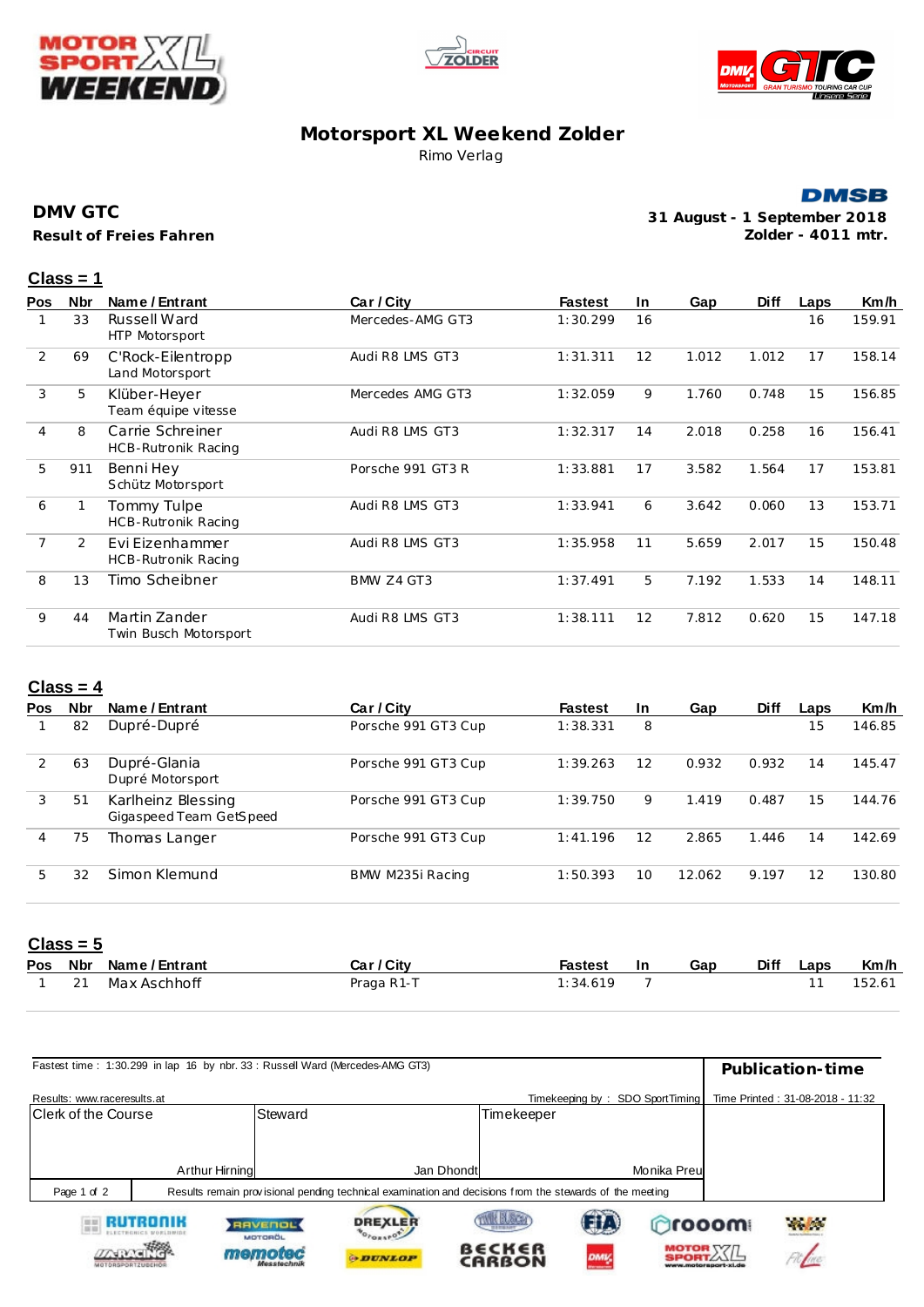# Motorsport XL Weekend Zolder

Rimo Verlag

**DMV GTC**

**Result of Freies Fahren**

DMSB

**31 August - 1 September 2018**

**Zolder - 4011 mtr.**

## Class = 1

| Pos | Nbr | Name / Entrant | Car / City | Fastest | In | Gap | Diff | Laps | Km/h |
|---|---|---|---|---|---|---|---|---|---|
| 1 | 33 | Russell Ward<br>HTP Motorsport | Mercedes-AMG GT3 | 1:30.299 | 16 | | | 16 | 159.91 |
| 2 | 69 | C'Rock-Eilentropp<br>Land Motorsport | Audi R8 LMS GT3 | 1:31.311 | 12 | 1.012 | 1.012 | 17 | 158.14 |
| 3 | 5 | Klüber-Heyer<br>Team équipe vitesse | Mercedes AMG GT3 | 1:32.059 | 9 | 1.760 | 0.748 | 15 | 156.85 |
| 4 | 8 | Carrie Schreiner<br>HCB-Rutronik Racing | Audi R8 LMS GT3 | 1:32.317 | 14 | 2.018 | 0.258 | 16 | 156.41 |
| 5 | 911 | Benni Hey<br>Schütz Motorsport | Porsche 991 GT3 R | 1:33.881 | 17 | 3.582 | 1.564 | 17 | 153.81 |
| 6 | 1 | Tommy Tulpe<br>HCB-Rutronik Racing | Audi R8 LMS GT3 | 1:33.941 | 6 | 3.642 | 0.060 | 13 | 153.71 |
| 7 | 2 | Evi Eizenhammer<br>HCB-Rutronik Racing | Audi R8 LMS GT3 | 1:35.958 | 11 | 5.659 | 2.017 | 15 | 150.48 |
| 8 | 13 | Timo Scheibner | BMW Z4 GT3 | 1:37.491 | 5 | 7.192 | 1.533 | 14 | 148.11 |
| 9 | 44 | Martin Zander<br>Twin Busch Motorsport | Audi R8 LMS GT3 | 1:38.111 | 12 | 7.812 | 0.620 | 15 | 147.18 |

## Class = 4

| Pos | Nbr | Name / Entrant | Car / City | Fastest | In | Gap | Diff | Laps | Km/h |
|---|---|---|---|---|---|---|---|---|---|
| 1 | 82 | Dupré-Dupré | Porsche 991 GT3 Cup | 1:38.331 | 8 | | | 15 | 146.85 |
| 2 | 63 | Dupré-Glania<br>Dupré Motorsport | Porsche 991 GT3 Cup | 1:39.263 | 12 | 0.932 | 0.932 | 14 | 145.47 |
| 3 | 51 | Karlheinz Blessing<br>Gigaspeed Team GetSpeed | Porsche 991 GT3 Cup | 1:39.750 | 9 | 1.419 | 0.487 | 15 | 144.76 |
| 4 | 75 | Thomas Langer | Porsche 991 GT3 Cup | 1:41.196 | 12 | 2.865 | 1.446 | 14 | 142.69 |
| 5 | 32 | Simon Klemund | BMW M235i Racing | 1:50.393 | 10 | 12.062 | 9.197 | 12 | 130.80 |

## Class = 5

| Pos | Nbr | Name / Entrant | Car / City | Fastest | In | Gap | Diff | Laps | Km/h |
|---|---|---|---|---|---|---|---|---|---|
| 1 | 21 | Max Aschhoff | Praga R1-T | 1:34.619 | 7 | | | 11 | 152.61 |

Fastest time : 1:30.299 in lap 16 by nbr. 33 : Russell Ward (Mercedes-AMG GT3)

**Publication-time**

Results: www.raceresults.at — Timekeeping by : SDO SportTiming — Time Printed : 31-08-2018 - 11:32

| Clerk of the Course | Steward | Timekeeper |
|---|---|---|
| Arthur Hirning | Jan Dhondt | Monika Preu |

Results remain provisional pending technical examination and decisions from the stewards of the meeting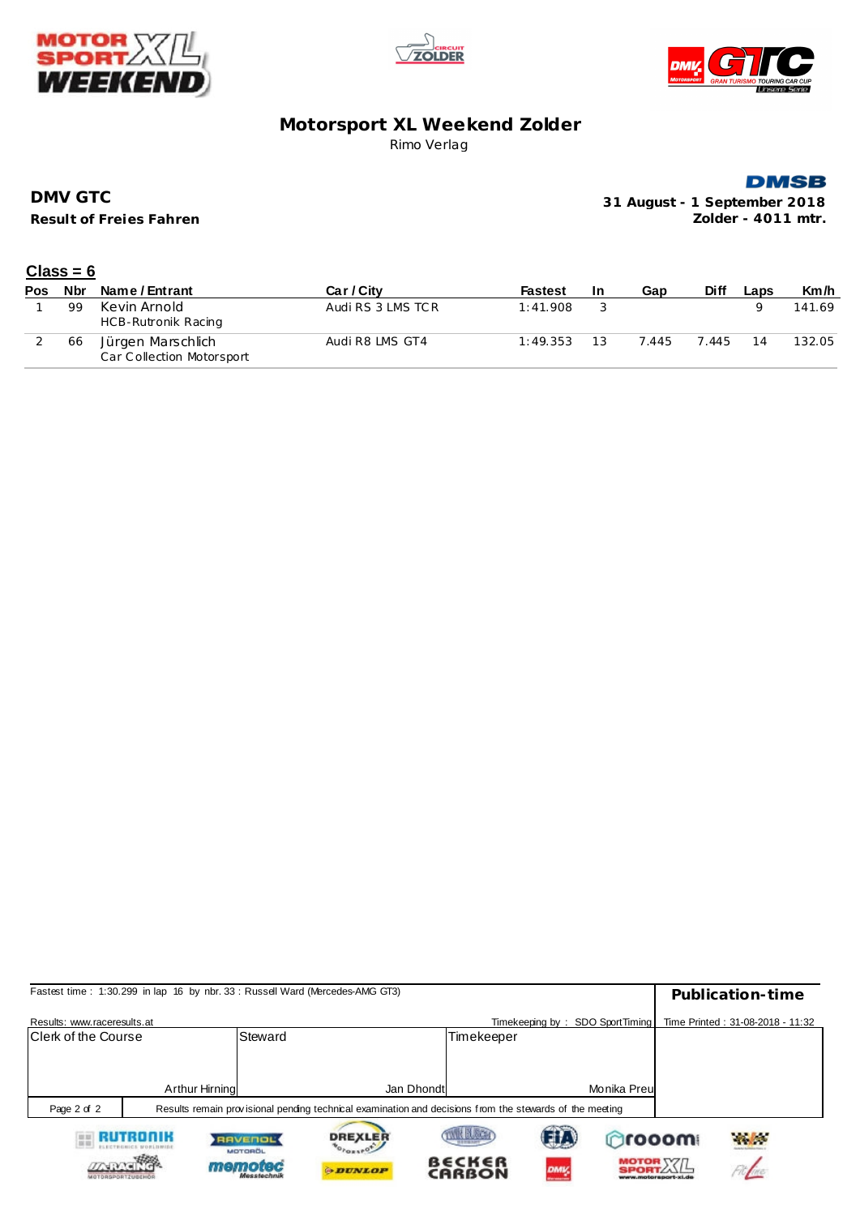# Motorsport XL Weekend Zolder

Rimo Verlag

**DMV GTC**

**Result of Freies Fahren**

**31 August - 1 September 2018**
**Zolder - 4011 mtr.**

## Class = 6

| Pos | Nbr | Name / Entrant | Car / City | Fastest | In | Gap | Diff | Laps | Km/h |
|---|---|---|---|---|---|---|---|---|---|
| 1 | 99 | Kevin Arnold<br>HCB-Rutronik Racing | Audi RS 3 LMS TCR | 1:41.908 | 3 | | | 9 | 141.69 |
| 2 | 66 | Jürgen Marschlich<br>Car Collection Motorsport | Audi R8 LMS GT4 | 1:49.353 | 13 | 7.445 | 7.445 | 14 | 132.05 |

Fastest time : 1:30.299 in lap 16 by nbr. 33 : Russell Ward (Mercedes-AMG GT3)

**Publication-time**

Results: www.raceresults.at

Timekeeping by : SDO SportTiming

Time Printed : 31-08-2018 - 11:32

| Clerk of the Course | Steward | Timekeeper |
|---|---|---|
| Arthur Hirning | Jan Dhondt | Monika Preu |

Results remain provisional pending technical examination and decisions from the stewards of the meeting